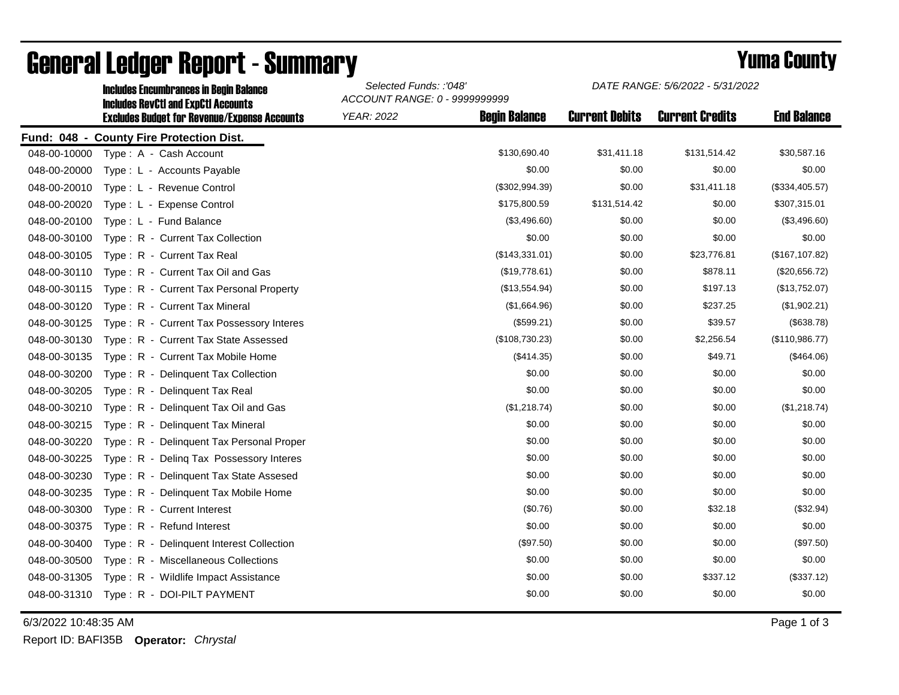# General Ledger Report - Summary

**Yuma County**

**Includes Encumbrances in Begin Balance**
**Includes RevCtl and ExpCtl Accounts**
**Excludes Budget for Revenue/Expense Accounts**

*Selected Funds: :'048'*
*ACCOUNT RANGE: 0 - 9999999999*
*YEAR: 2022*

*DATE RANGE: 5/6/2022 - 5/31/2022*

**Fund: 048 - County Fire Protection Dist.**

| Account | Description | Begin Balance | Current Debits | Current Credits | End Balance |
|---|---|---|---|---|---|
| 048-00-10000 | Type : A - Cash Account | $130,690.40 | $31,411.18 | $131,514.42 | $30,587.16 |
| 048-00-20000 | Type : L - Accounts Payable | $0.00 | $0.00 | $0.00 | $0.00 |
| 048-00-20010 | Type : L - Revenue Control | ($302,994.39) | $0.00 | $31,411.18 | ($334,405.57) |
| 048-00-20020 | Type : L - Expense Control | $175,800.59 | $131,514.42 | $0.00 | $307,315.01 |
| 048-00-20100 | Type : L - Fund Balance | ($3,496.60) | $0.00 | $0.00 | ($3,496.60) |
| 048-00-30100 | Type : R - Current Tax Collection | $0.00 | $0.00 | $0.00 | $0.00 |
| 048-00-30105 | Type : R - Current Tax Real | ($143,331.01) | $0.00 | $23,776.81 | ($167,107.82) |
| 048-00-30110 | Type : R - Current Tax Oil and Gas | ($19,778.61) | $0.00 | $878.11 | ($20,656.72) |
| 048-00-30115 | Type : R - Current Tax Personal Property | ($13,554.94) | $0.00 | $197.13 | ($13,752.07) |
| 048-00-30120 | Type : R - Current Tax Mineral | ($1,664.96) | $0.00 | $237.25 | ($1,902.21) |
| 048-00-30125 | Type : R - Current Tax Possessory Interes | ($599.21) | $0.00 | $39.57 | ($638.78) |
| 048-00-30130 | Type : R - Current Tax State Assessed | ($108,730.23) | $0.00 | $2,256.54 | ($110,986.77) |
| 048-00-30135 | Type : R - Current Tax Mobile Home | ($414.35) | $0.00 | $49.71 | ($464.06) |
| 048-00-30200 | Type : R - Delinquent Tax Collection | $0.00 | $0.00 | $0.00 | $0.00 |
| 048-00-30205 | Type : R - Delinquent Tax Real | $0.00 | $0.00 | $0.00 | $0.00 |
| 048-00-30210 | Type : R - Delinquent Tax Oil and Gas | ($1,218.74) | $0.00 | $0.00 | ($1,218.74) |
| 048-00-30215 | Type : R - Delinquent Tax Mineral | $0.00 | $0.00 | $0.00 | $0.00 |
| 048-00-30220 | Type : R - Delinquent Tax Personal Proper | $0.00 | $0.00 | $0.00 | $0.00 |
| 048-00-30225 | Type : R - Delinq Tax Possessory Interes | $0.00 | $0.00 | $0.00 | $0.00 |
| 048-00-30230 | Type : R - Delinquent Tax State Assesed | $0.00 | $0.00 | $0.00 | $0.00 |
| 048-00-30235 | Type : R - Delinquent Tax Mobile Home | $0.00 | $0.00 | $0.00 | $0.00 |
| 048-00-30300 | Type : R - Current Interest | ($0.76) | $0.00 | $32.18 | ($32.94) |
| 048-00-30375 | Type : R - Refund Interest | $0.00 | $0.00 | $0.00 | $0.00 |
| 048-00-30400 | Type : R - Delinquent Interest Collection | ($97.50) | $0.00 | $0.00 | ($97.50) |
| 048-00-30500 | Type : R - Miscellaneous Collections | $0.00 | $0.00 | $0.00 | $0.00 |
| 048-00-31305 | Type : R - Wildlife Impact Assistance | $0.00 | $0.00 | $337.12 | ($337.12) |
| 048-00-31310 | Type : R - DOI-PILT PAYMENT | $0.00 | $0.00 | $0.00 | $0.00 |

6/3/2022 10:48:35 AM

Report ID: BAFI35B **Operator:** *Chrystal*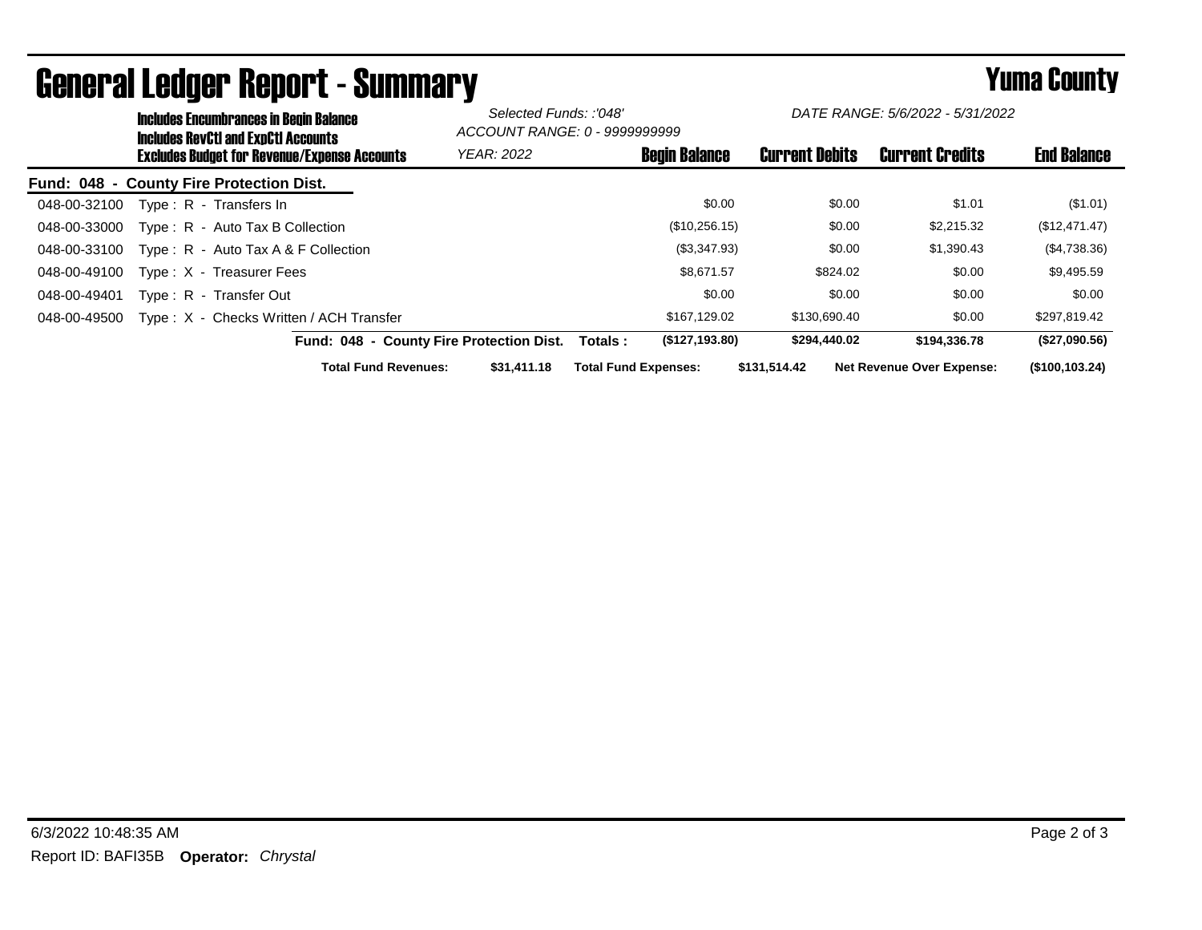# General Ledger Report - Summary

**Yuma County**

**Includes Encumbrances in Begin Balance**
**Includes RevCtl and ExpCtl Accounts**
**Excludes Budget for Revenue/Expense Accounts**

*Selected Funds: :'048'*
*ACCOUNT RANGE: 0 - 9999999999*
*YEAR: 2022*

*DATE RANGE: 5/6/2022 - 5/31/2022*

**Fund: 048 - County Fire Protection Dist.**

| Account | Description | Begin Balance | Current Debits | Current Credits | End Balance |
|---|---|---|---|---|---|
| 048-00-32100 | Type : R - Transfers In | $0.00 | $0.00 | $1.01 | ($1.01) |
| 048-00-33000 | Type : R - Auto Tax B Collection | ($10,256.15) | $0.00 | $2,215.32 | ($12,471.47) |
| 048-00-33100 | Type : R - Auto Tax A & F Collection | ($3,347.93) | $0.00 | $1,390.43 | ($4,738.36) |
| 048-00-49100 | Type : X - Treasurer Fees | $8,671.57 | $824.02 | $0.00 | $9,495.59 |
| 048-00-49401 | Type : R - Transfer Out | $0.00 | $0.00 | $0.00 | $0.00 |
| 048-00-49500 | Type : X - Checks Written / ACH Transfer | $167,129.02 | $130,690.40 | $0.00 | $297,819.42 |
| | **Fund: 048 - County Fire Protection Dist. Totals :** | **($127,193.80)** | **$294,440.02** | **$194,336.78** | **($27,090.56)** |

**Total Fund Revenues:** $31,411.18 **Total Fund Expenses:** $131,514.42 **Net Revenue Over Expense:** ($100,103.24)

6/3/2022 10:48:35 AM

Report ID: BAFI35B **Operator:** *Chrystal*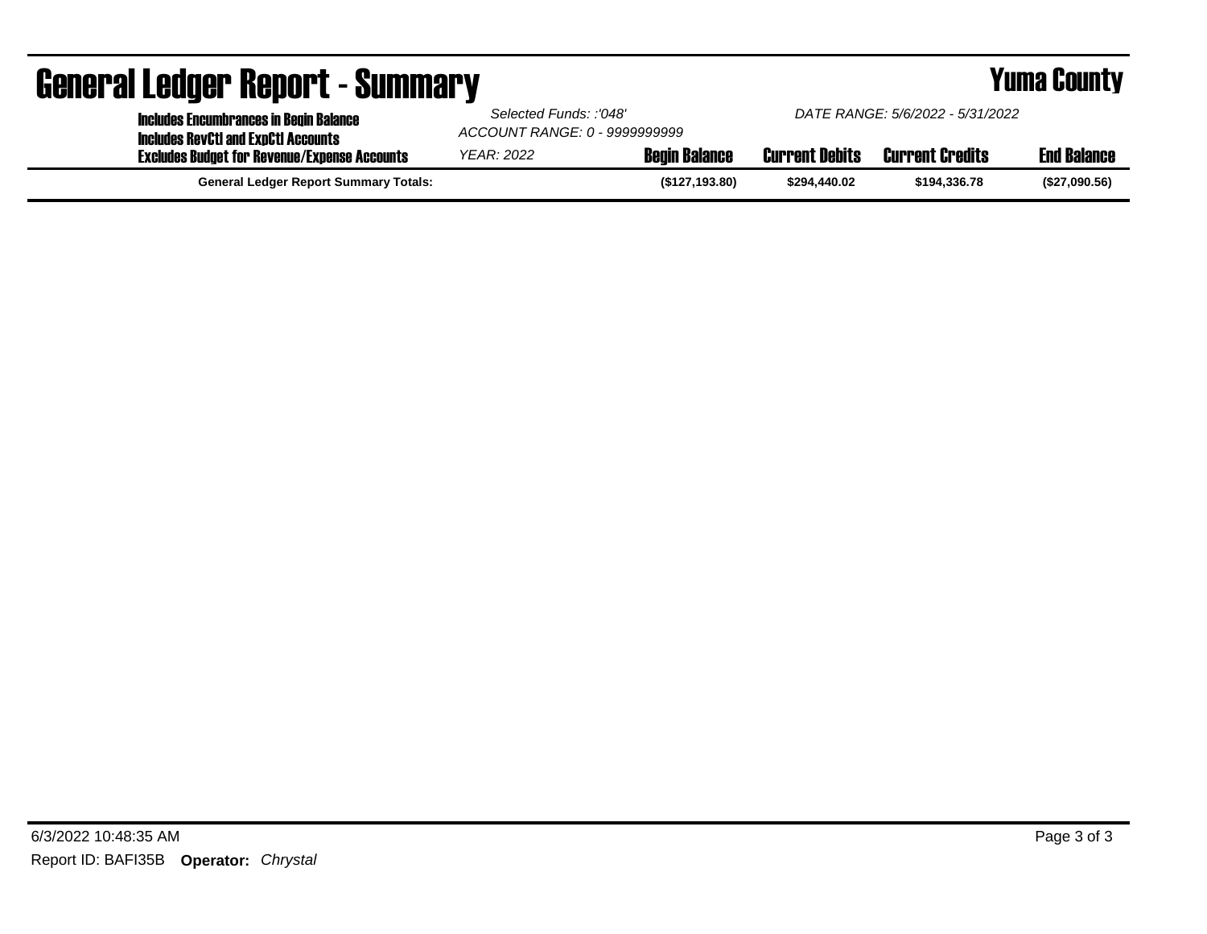# General Ledger Report - Summary

## Yuma County

**Includes Encumbrances in Begin Balance**
**Includes RevCtl and ExpCtl Accounts**
**Excludes Budget for Revenue/Expense Accounts**

*Selected Funds: :'048'*
*ACCOUNT RANGE: 0 - 9999999999*
*YEAR: 2022*

*DATE RANGE: 5/6/2022 - 5/31/2022*

| | Begin Balance | Current Debits | Current Credits | End Balance |
|---|---|---|---|---|
| **General Ledger Report Summary Totals:** | **($127,193.80)** | **$294,440.02** | **$194,336.78** | **($27,090.56)** |

6/3/2022 10:48:35 AM

Report ID: BAFI35B **Operator:** *Chrystal*